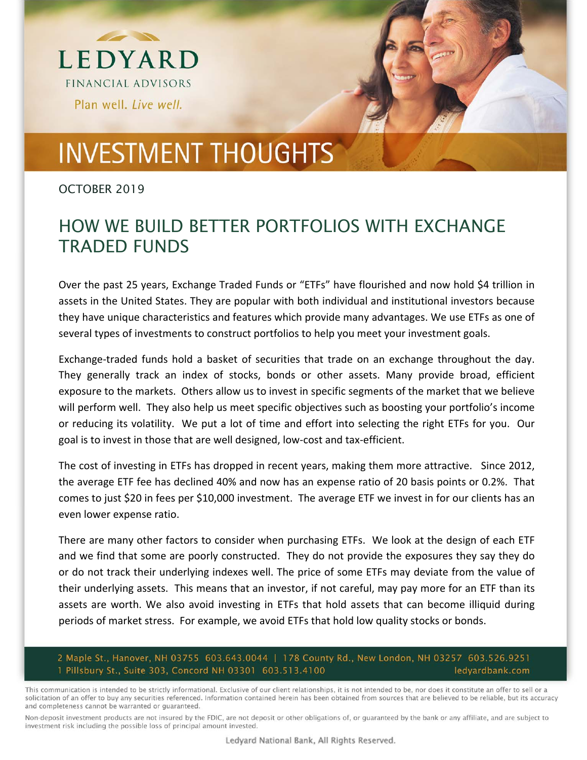LEDYARD

FINANCIAL ADVISORS

Plan well. *Live well.*

# INVESTMENT THOUGHTS

OCTOBER 2019

## HOW WE BUILD BETTER PORTFOLIOS WITH EXCHANGE TRADED FUNDS

Over the past 25 years, Exchange Traded Funds or "ETFs" have flourished and now hold $4 trillion in assets in the United States. They are popular with both individual and institutional investors because they have unique characteristics and features which provide many advantages. We use ETFs as one of several types of investments to construct portfolios to help you meet your investment goals.

Exchange-traded funds hold a basket of securities that trade on an exchange throughout the day. They generally track an index of stocks, bonds or other assets. Many provide broad, efficient exposure to the markets. Others allow us to invest in specific segments of the market that we believe will perform well. They also help us meet specific objectives such as boosting your portfolio's income or reducing its volatility. We put a lot of time and effort into selecting the right ETFs for you. Our goal is to invest in those that are well designed, low-cost and tax-efficient.

The cost of investing in ETFs has dropped in recent years, making them more attractive. Since 2012, the average ETF fee has declined 40% and now has an expense ratio of 20 basis points or 0.2%. That comes to just $20 in fees per $10,000 investment. The average ETF we invest in for our clients has an even lower expense ratio.

There are many other factors to consider when purchasing ETFs. We look at the design of each ETF and we find that some are poorly constructed. They do not provide the exposures they say they do or do not track their underlying indexes well. The price of some ETFs may deviate from the value of their underlying assets. This means that an investor, if not careful, may pay more for an ETF than its assets are worth. We also avoid investing in ETFs that hold assets that can become illiquid during periods of market stress. For example, we avoid ETFs that hold low quality stocks or bonds.

2 Maple St., Hanover, NH 03755 603.643.0044 | 178 County Rd., New London, NH 03257 603.526.9251
1 Pillsbury St., Suite 303, Concord NH 03301 603.513.4100 ledyardbank.com

This communication is intended to be strictly informational. Exclusive of our client relationships, it is not intended to be, nor does it constitute an offer to sell or a solicitation of an offer to buy any securities referenced. Information contained herein has been obtained from sources that are believed to be reliable, but its accuracy and completeness cannot be warranted or guaranteed.

Non-deposit investment products are not insured by the FDIC, are not deposit or other obligations of, or guaranteed by the bank or any affiliate, and are subject to investment risk including the possible loss of principal amount invested.

Ledyard National Bank, All Rights Reserved.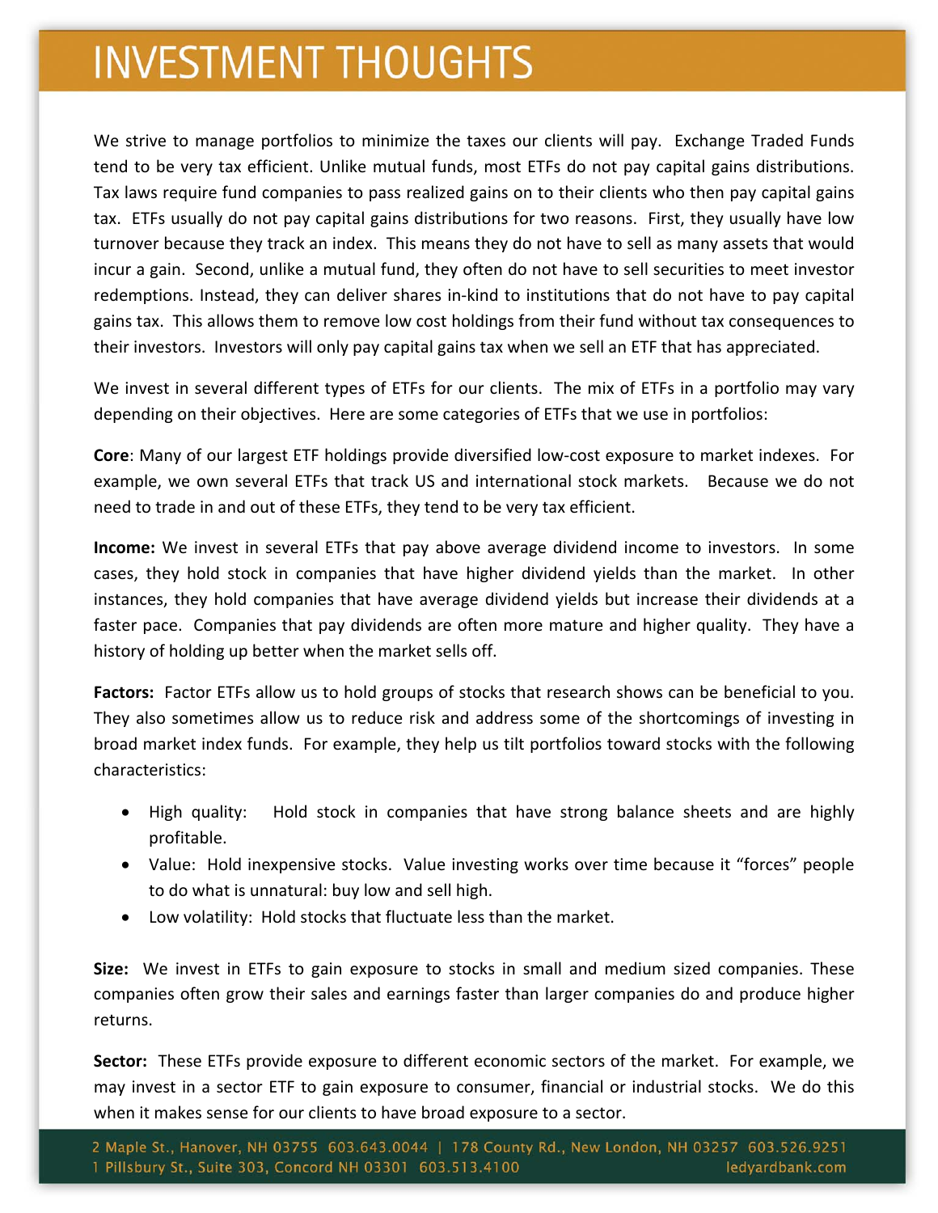# INVESTMENT THOUGHTS

We strive to manage portfolios to minimize the taxes our clients will pay. Exchange Traded Funds tend to be very tax efficient. Unlike mutual funds, most ETFs do not pay capital gains distributions. Tax laws require fund companies to pass realized gains on to their clients who then pay capital gains tax. ETFs usually do not pay capital gains distributions for two reasons. First, they usually have low turnover because they track an index. This means they do not have to sell as many assets that would incur a gain. Second, unlike a mutual fund, they often do not have to sell securities to meet investor redemptions. Instead, they can deliver shares in-kind to institutions that do not have to pay capital gains tax. This allows them to remove low cost holdings from their fund without tax consequences to their investors. Investors will only pay capital gains tax when we sell an ETF that has appreciated.

We invest in several different types of ETFs for our clients. The mix of ETFs in a portfolio may vary depending on their objectives. Here are some categories of ETFs that we use in portfolios:

**Core**: Many of our largest ETF holdings provide diversified low-cost exposure to market indexes. For example, we own several ETFs that track US and international stock markets. Because we do not need to trade in and out of these ETFs, they tend to be very tax efficient.

**Income:** We invest in several ETFs that pay above average dividend income to investors. In some cases, they hold stock in companies that have higher dividend yields than the market. In other instances, they hold companies that have average dividend yields but increase their dividends at a faster pace. Companies that pay dividends are often more mature and higher quality. They have a history of holding up better when the market sells off.

**Factors:** Factor ETFs allow us to hold groups of stocks that research shows can be beneficial to you. They also sometimes allow us to reduce risk and address some of the shortcomings of investing in broad market index funds. For example, they help us tilt portfolios toward stocks with the following characteristics:

- High quality: Hold stock in companies that have strong balance sheets and are highly profitable.
- Value: Hold inexpensive stocks. Value investing works over time because it "forces" people to do what is unnatural: buy low and sell high.
- Low volatility: Hold stocks that fluctuate less than the market.

**Size:** We invest in ETFs to gain exposure to stocks in small and medium sized companies. These companies often grow their sales and earnings faster than larger companies do and produce higher returns.

**Sector:** These ETFs provide exposure to different economic sectors of the market. For example, we may invest in a sector ETF to gain exposure to consumer, financial or industrial stocks. We do this when it makes sense for our clients to have broad exposure to a sector.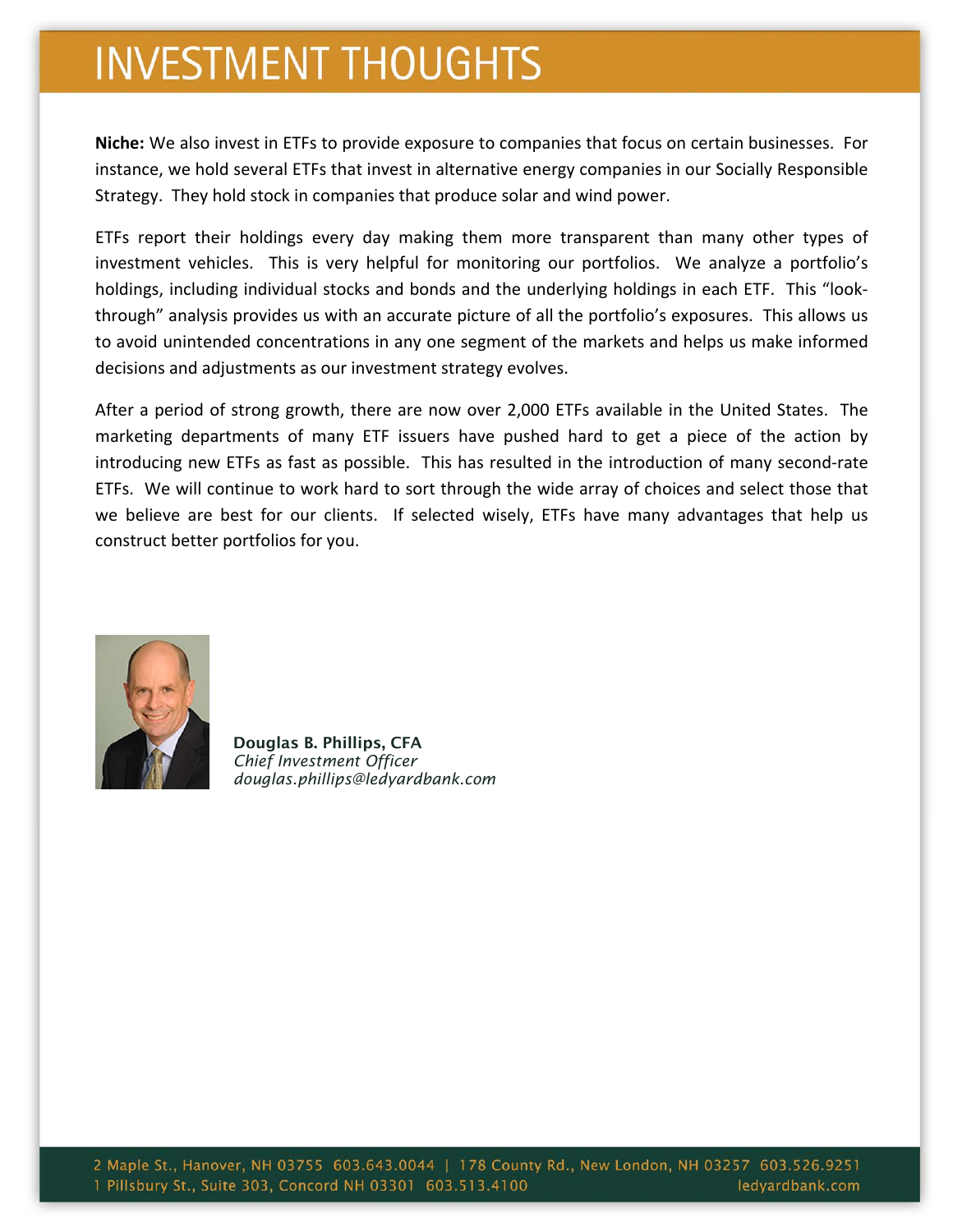**Niche:** We also invest in ETFs to provide exposure to companies that focus on certain businesses. For instance, we hold several ETFs that invest in alternative energy companies in our Socially Responsible Strategy. They hold stock in companies that produce solar and wind power.

ETFs report their holdings every day making them more transparent than many other types of investment vehicles. This is very helpful for monitoring our portfolios. We analyze a portfolio's holdings, including individual stocks and bonds and the underlying holdings in each ETF. This "look-through" analysis provides us with an accurate picture of all the portfolio's exposures. This allows us to avoid unintended concentrations in any one segment of the markets and helps us make informed decisions and adjustments as our investment strategy evolves.

After a period of strong growth, there are now over 2,000 ETFs available in the United States. The marketing departments of many ETF issuers have pushed hard to get a piece of the action by introducing new ETFs as fast as possible. This has resulted in the introduction of many second-rate ETFs. We will continue to work hard to sort through the wide array of choices and select those that we believe are best for our clients. If selected wisely, ETFs have many advantages that help us construct better portfolios for you.

**Douglas B. Phillips, CFA**
*Chief Investment Officer*
*douglas.phillips@ledyardbank.com*

2 Maple St., Hanover, NH 03755 603.643.0044 | 178 County Rd., New London, NH 03257 603.526.9251
1 Pillsbury St., Suite 303, Concord NH 03301 603.513.4100 ledyardbank.com